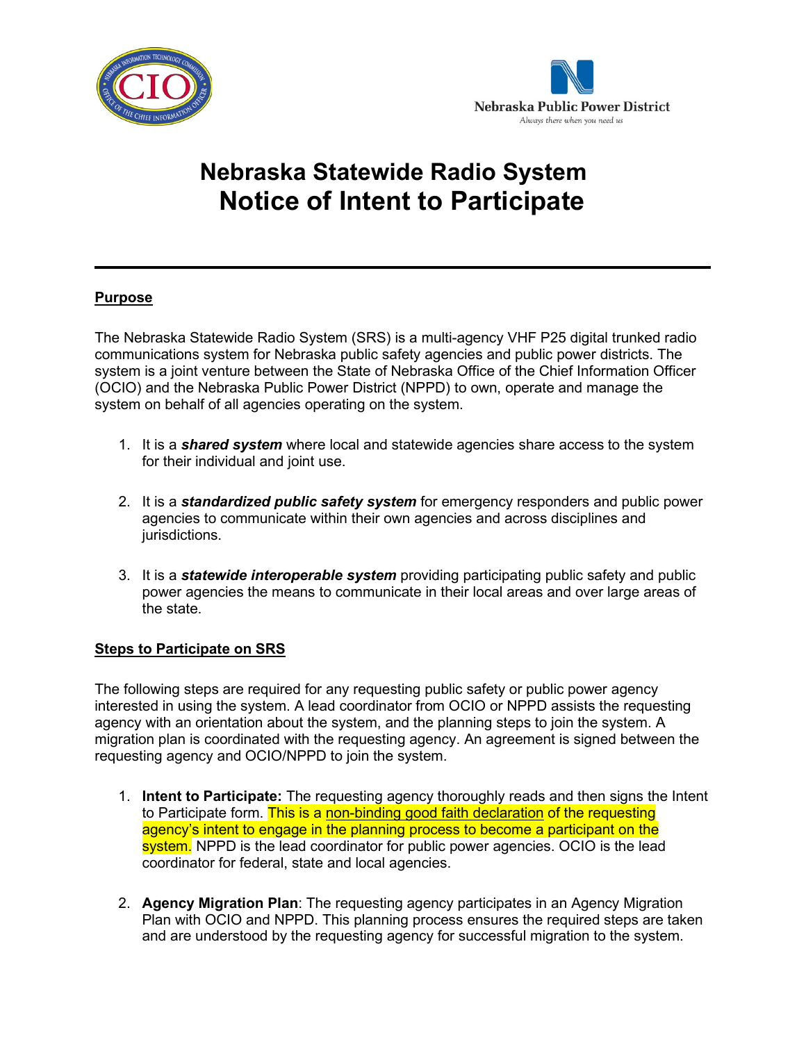# Nebraska Statewide Radio System
# Notice of Intent to Participate

---

## Purpose

The Nebraska Statewide Radio System (SRS) is a multi-agency VHF P25 digital trunked radio communications system for Nebraska public safety agencies and public power districts. The system is a joint venture between the State of Nebraska Office of the Chief Information Officer (OCIO) and the Nebraska Public Power District (NPPD) to own, operate and manage the system on behalf of all agencies operating on the system.

1. It is a ***shared system*** where local and statewide agencies share access to the system for their individual and joint use.

2. It is a ***standardized public safety system*** for emergency responders and public power agencies to communicate within their own agencies and across disciplines and jurisdictions.

3. It is a ***statewide interoperable system*** providing participating public safety and public power agencies the means to communicate in their local areas and over large areas of the state.

## Steps to Participate on SRS

The following steps are required for any requesting public safety or public power agency interested in using the system. A lead coordinator from OCIO or NPPD assists the requesting agency with an orientation about the system, and the planning steps to join the system. A migration plan is coordinated with the requesting agency. An agreement is signed between the requesting agency and OCIO/NPPD to join the system.

1. **Intent to Participate:** The requesting agency thoroughly reads and then signs the Intent to Participate form. This is a non-binding good faith declaration of the requesting agency's intent to engage in the planning process to become a participant on the system. NPPD is the lead coordinator for public power agencies. OCIO is the lead coordinator for federal, state and local agencies.

2. **Agency Migration Plan**: The requesting agency participates in an Agency Migration Plan with OCIO and NPPD. This planning process ensures the required steps are taken and are understood by the requesting agency for successful migration to the system.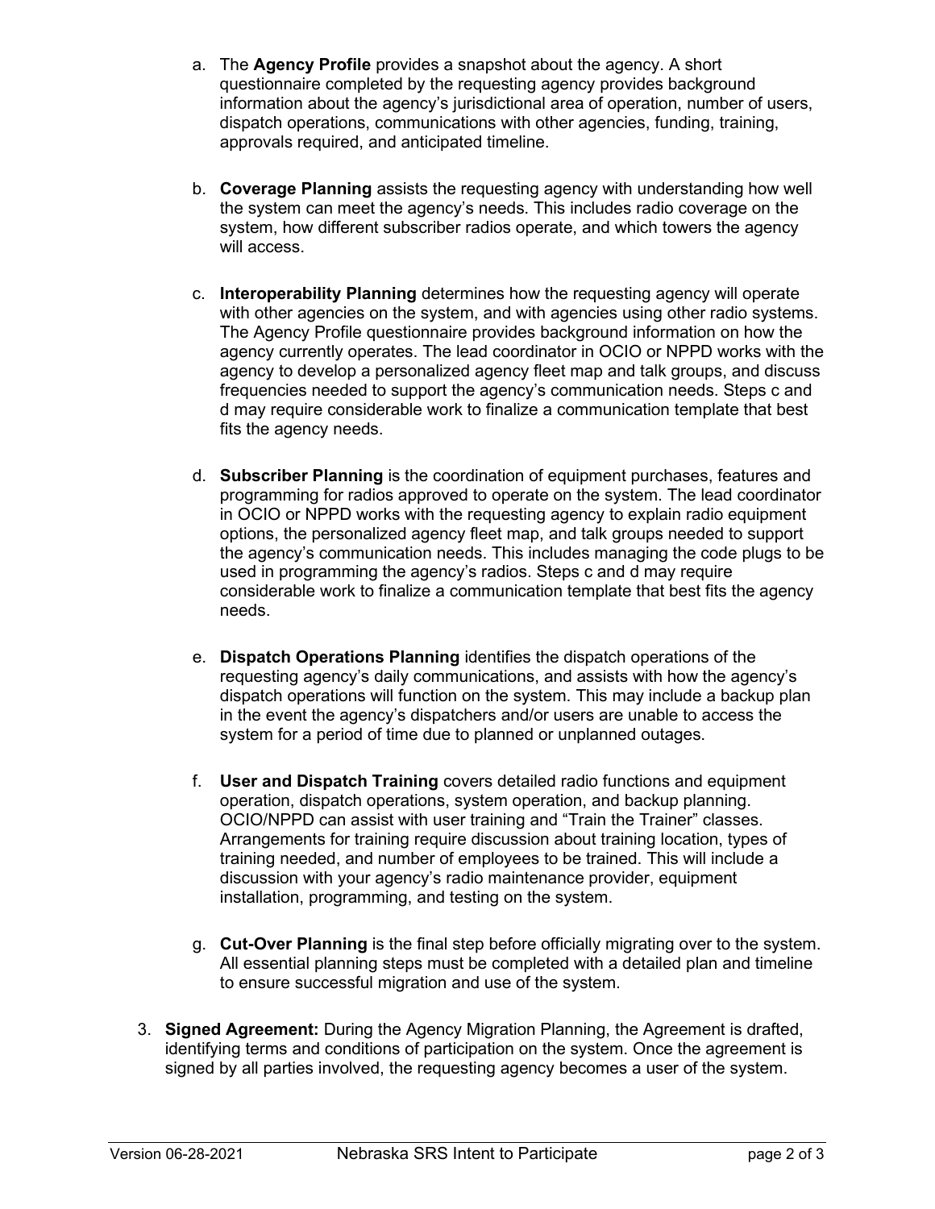a. The **Agency Profile** provides a snapshot about the agency. A short questionnaire completed by the requesting agency provides background information about the agency's jurisdictional area of operation, number of users, dispatch operations, communications with other agencies, funding, training, approvals required, and anticipated timeline.

b. **Coverage Planning** assists the requesting agency with understanding how well the system can meet the agency's needs. This includes radio coverage on the system, how different subscriber radios operate, and which towers the agency will access.

c. **Interoperability Planning** determines how the requesting agency will operate with other agencies on the system, and with agencies using other radio systems. The Agency Profile questionnaire provides background information on how the agency currently operates. The lead coordinator in OCIO or NPPD works with the agency to develop a personalized agency fleet map and talk groups, and discuss frequencies needed to support the agency's communication needs. Steps c and d may require considerable work to finalize a communication template that best fits the agency needs.

d. **Subscriber Planning** is the coordination of equipment purchases, features and programming for radios approved to operate on the system. The lead coordinator in OCIO or NPPD works with the requesting agency to explain radio equipment options, the personalized agency fleet map, and talk groups needed to support the agency's communication needs. This includes managing the code plugs to be used in programming the agency's radios. Steps c and d may require considerable work to finalize a communication template that best fits the agency needs.

e. **Dispatch Operations Planning** identifies the dispatch operations of the requesting agency's daily communications, and assists with how the agency's dispatch operations will function on the system. This may include a backup plan in the event the agency's dispatchers and/or users are unable to access the system for a period of time due to planned or unplanned outages.

f. **User and Dispatch Training** covers detailed radio functions and equipment operation, dispatch operations, system operation, and backup planning. OCIO/NPPD can assist with user training and "Train the Trainer" classes. Arrangements for training require discussion about training location, types of training needed, and number of employees to be trained. This will include a discussion with your agency's radio maintenance provider, equipment installation, programming, and testing on the system.

g. **Cut-Over Planning** is the final step before officially migrating over to the system. All essential planning steps must be completed with a detailed plan and timeline to ensure successful migration and use of the system.

3. **Signed Agreement:** During the Agency Migration Planning, the Agreement is drafted, identifying terms and conditions of participation on the system. Once the agreement is signed by all parties involved, the requesting agency becomes a user of the system.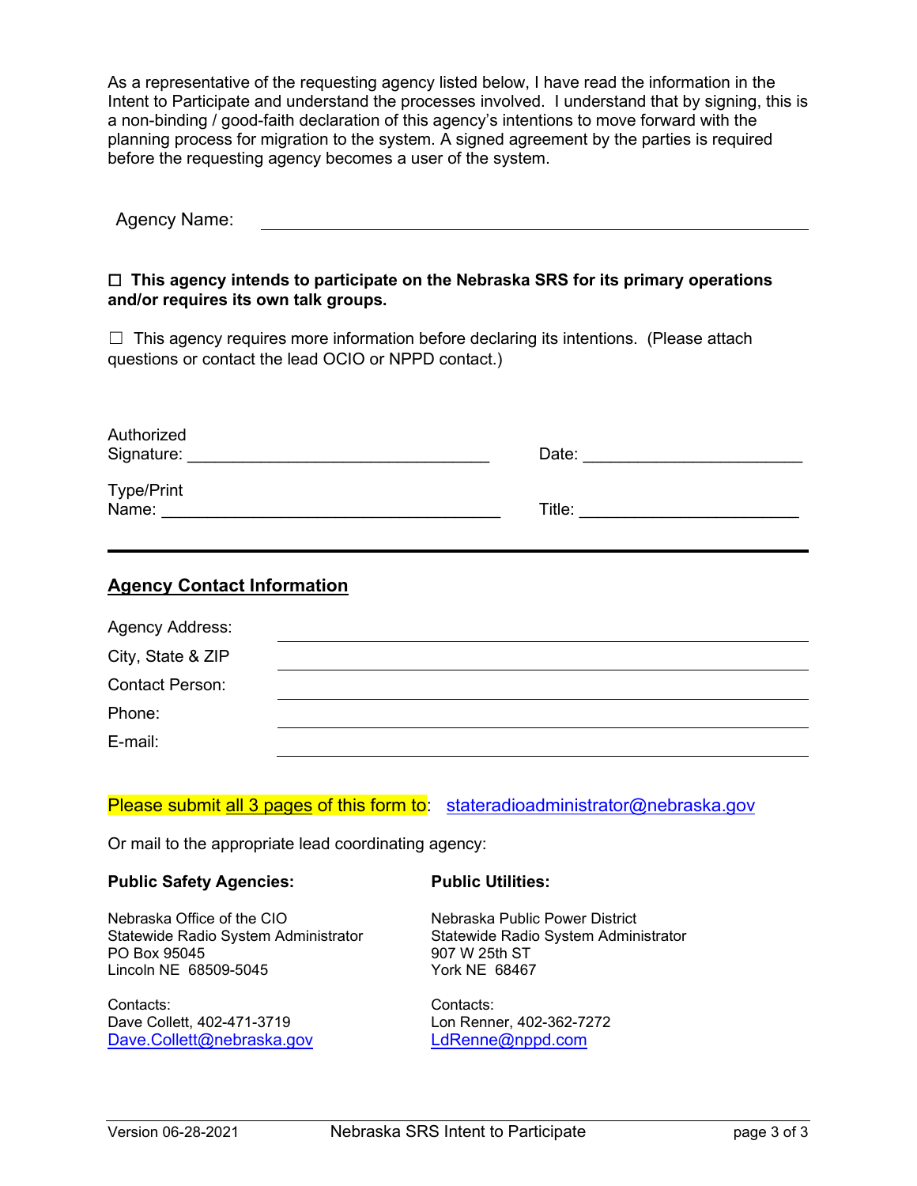As a representative of the requesting agency listed below, I have read the information in the Intent to Participate and understand the processes involved. I understand that by signing, this is a non-binding / good-faith declaration of this agency's intentions to move forward with the planning process for migration to the system. A signed agreement by the parties is required before the requesting agency becomes a user of the system.

Agency Name: ______________________________________________

☐ **This agency intends to participate on the Nebraska SRS for its primary operations and/or requires its own talk groups.**

☐ This agency requires more information before declaring its intentions. (Please attach questions or contact the lead OCIO or NPPD contact.)

Authorized Signature: ________________________________ Date: ______________________

Type/Print Name: ____________________________________ Title: ______________________

---

## Agency Contact Information

Agency Address: ______________________________________________

City, State & ZIP ______________________________________________

Contact Person: ______________________________________________

Phone: ______________________________________________

E-mail: ______________________________________________

Please submit all 3 pages of this form to: stateradioadministrator@nebraska.gov

Or mail to the appropriate lead coordinating agency:

**Public Safety Agencies:**

Nebraska Office of the CIO
Statewide Radio System Administrator
PO Box 95045
Lincoln NE 68509-5045

Contacts:
Dave Collett, 402-471-3719
Dave.Collett@nebraska.gov

**Public Utilities:**

Nebraska Public Power District
Statewide Radio System Administrator
907 W 25th ST
York NE 68467

Contacts:
Lon Renner, 402-362-7272
LdRenne@nppd.com

Version 06-28-2021 Nebraska SRS Intent to Participate